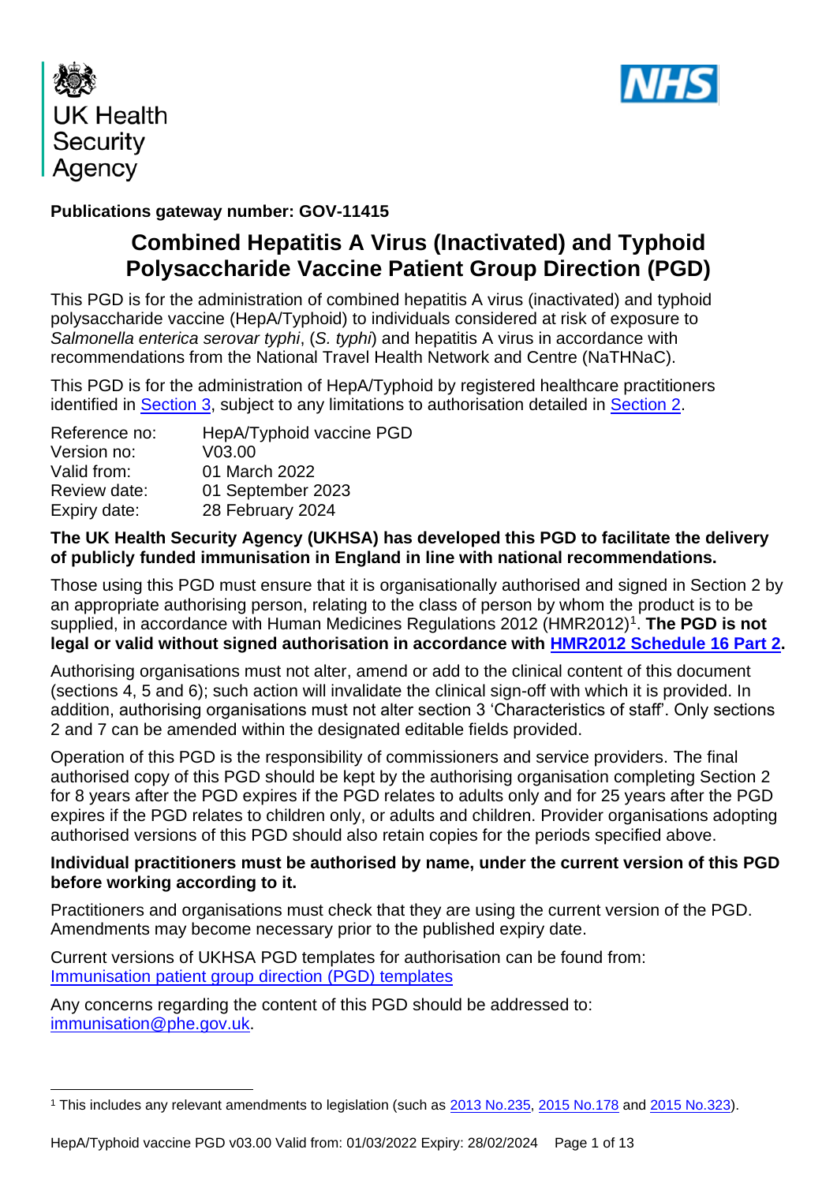UK Health Security Agency

NHS

**Publications gateway number: GOV-11415**

# Combined Hepatitis A Virus (Inactivated) and Typhoid Polysaccharide Vaccine Patient Group Direction (PGD)

This PGD is for the administration of combined hepatitis A virus (inactivated) and typhoid polysaccharide vaccine (HepA/Typhoid) to individuals considered at risk of exposure to *Salmonella enterica serovar typhi*, (*S. typhi*) and hepatitis A virus in accordance with recommendations from the National Travel Health Network and Centre (NaTHNaC).

This PGD is for the administration of HepA/Typhoid by registered healthcare practitioners identified in Section 3, subject to any limitations to authorisation detailed in Section 2.

| | |
|---|---|
| Reference no: | HepA/Typhoid vaccine PGD |
| Version no: | V03.00 |
| Valid from: | 01 March 2022 |
| Review date: | 01 September 2023 |
| Expiry date: | 28 February 2024 |

**The UK Health Security Agency (UKHSA) has developed this PGD to facilitate the delivery of publicly funded immunisation in England in line with national recommendations.**

Those using this PGD must ensure that it is organisationally authorised and signed in Section 2 by an appropriate authorising person, relating to the class of person by whom the product is to be supplied, in accordance with Human Medicines Regulations 2012 (HMR2012)[1]. **The PGD is not legal or valid without signed authorisation in accordance with HMR2012 Schedule 16 Part 2.**

Authorising organisations must not alter, amend or add to the clinical content of this document (sections 4, 5 and 6); such action will invalidate the clinical sign-off with which it is provided. In addition, authorising organisations must not alter section 3 'Characteristics of staff'. Only sections 2 and 7 can be amended within the designated editable fields provided.

Operation of this PGD is the responsibility of commissioners and service providers. The final authorised copy of this PGD should be kept by the authorising organisation completing Section 2 for 8 years after the PGD expires if the PGD relates to adults only and for 25 years after the PGD expires if the PGD relates to children only, or adults and children. Provider organisations adopting authorised versions of this PGD should also retain copies for the periods specified above.

**Individual practitioners must be authorised by name, under the current version of this PGD before working according to it.**

Practitioners and organisations must check that they are using the current version of the PGD. Amendments may become necessary prior to the published expiry date.

Current versions of UKHSA PGD templates for authorisation can be found from: Immunisation patient group direction (PGD) templates

Any concerns regarding the content of this PGD should be addressed to: immunisation@phe.gov.uk.

[1] This includes any relevant amendments to legislation (such as 2013 No.235, 2015 No.178 and 2015 No.323).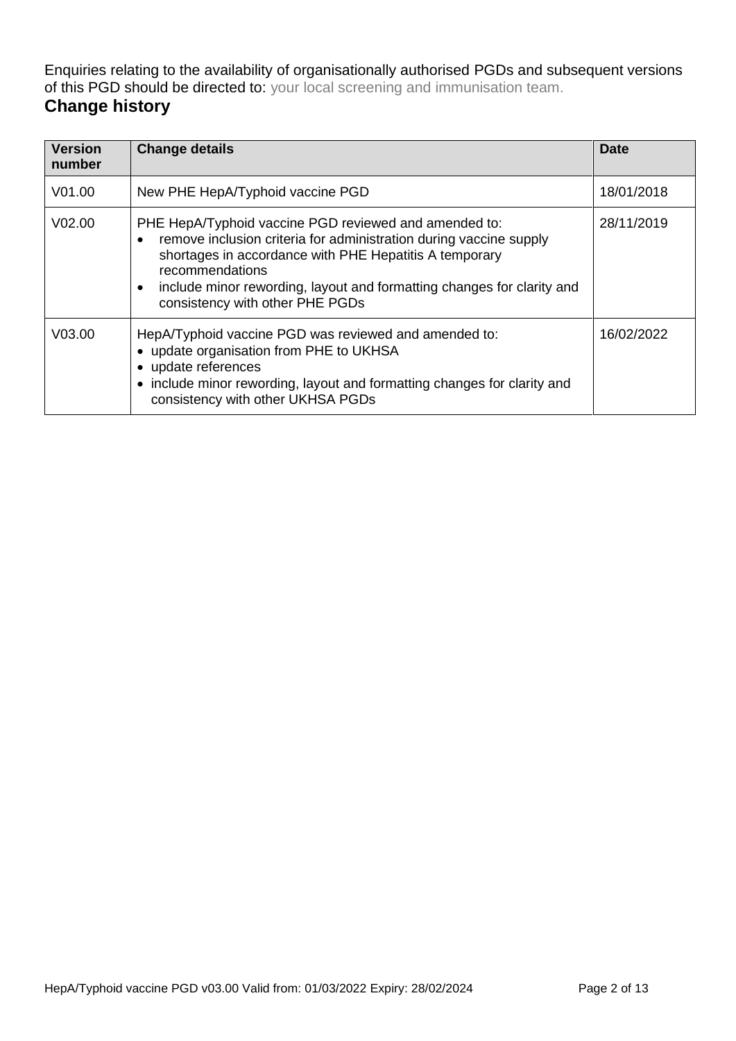Enquiries relating to the availability of organisationally authorised PGDs and subsequent versions of this PGD should be directed to: your local screening and immunisation team.

## Change history

| Version number | Change details | Date |
| --- | --- | --- |
| V01.00 | New PHE HepA/Typhoid vaccine PGD | 18/01/2018 |
| V02.00 | PHE HepA/Typhoid vaccine PGD reviewed and amended to:<br>• remove inclusion criteria for administration during vaccine supply shortages in accordance with PHE Hepatitis A temporary recommendations<br>• include minor rewording, layout and formatting changes for clarity and consistency with other PHE PGDs | 28/11/2019 |
| V03.00 | HepA/Typhoid vaccine PGD was reviewed and amended to:<br>• update organisation from PHE to UKHSA<br>• update references<br>• include minor rewording, layout and formatting changes for clarity and consistency with other UKHSA PGDs | 16/02/2022 |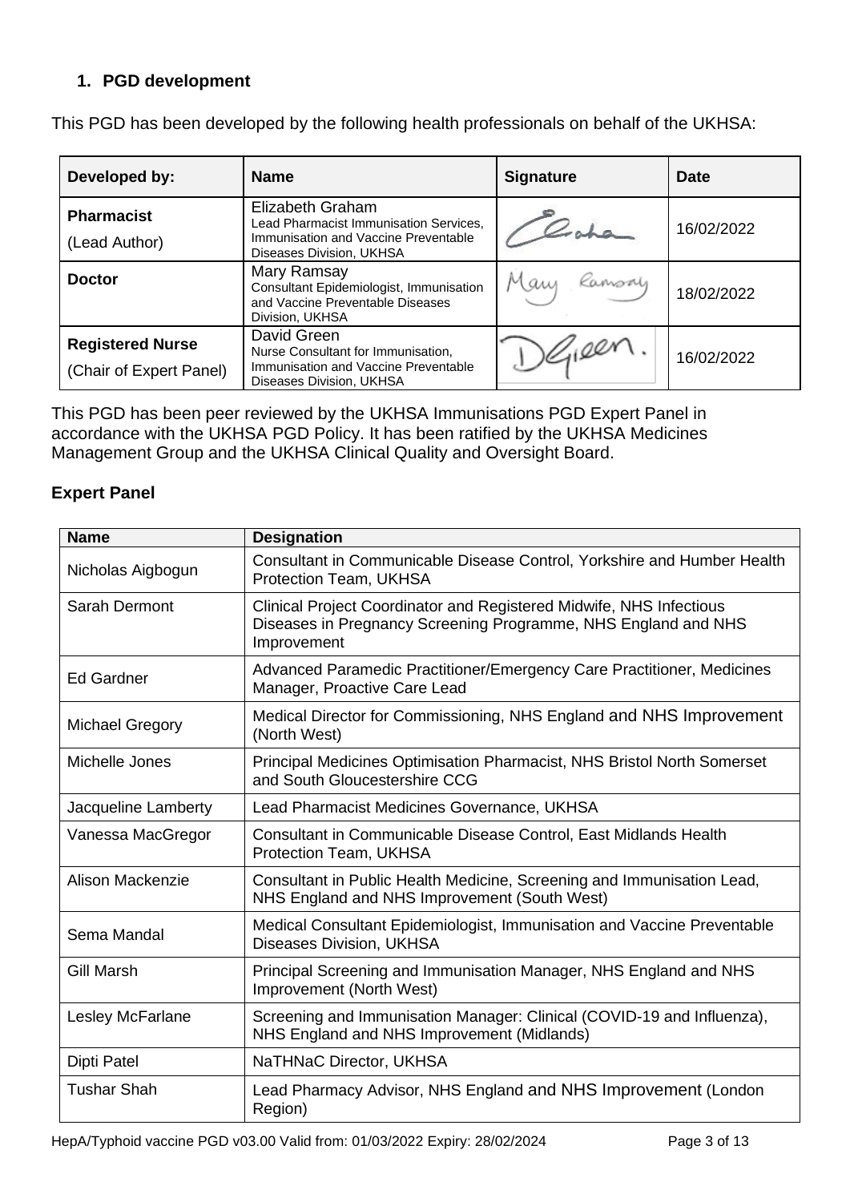## 1. PGD development

This PGD has been developed by the following health professionals on behalf of the UKHSA:

| Developed by: | Name | Signature | Date |
|---|---|---|---|
| **Pharmacist** (Lead Author) | Elizabeth Graham Lead Pharmacist Immunisation Services, Immunisation and Vaccine Preventable Diseases Division, UKHSA | | 16/02/2022 |
| **Doctor** | Mary Ramsay Consultant Epidemiologist, Immunisation and Vaccine Preventable Diseases Division, UKHSA | | 18/02/2022 |
| **Registered Nurse** (Chair of Expert Panel) | David Green Nurse Consultant for Immunisation, Immunisation and Vaccine Preventable Diseases Division, UKHSA | | 16/02/2022 |

This PGD has been peer reviewed by the UKHSA Immunisations PGD Expert Panel in accordance with the UKHSA PGD Policy. It has been ratified by the UKHSA Medicines Management Group and the UKHSA Clinical Quality and Oversight Board.

### Expert Panel

| Name | Designation |
|---|---|
| Nicholas Aigbogun | Consultant in Communicable Disease Control, Yorkshire and Humber Health Protection Team, UKHSA |
| Sarah Dermont | Clinical Project Coordinator and Registered Midwife, NHS Infectious Diseases in Pregnancy Screening Programme, NHS England and NHS Improvement |
| Ed Gardner | Advanced Paramedic Practitioner/Emergency Care Practitioner, Medicines Manager, Proactive Care Lead |
| Michael Gregory | Medical Director for Commissioning, NHS England and NHS Improvement (North West) |
| Michelle Jones | Principal Medicines Optimisation Pharmacist, NHS Bristol North Somerset and South Gloucestershire CCG |
| Jacqueline Lamberty | Lead Pharmacist Medicines Governance, UKHSA |
| Vanessa MacGregor | Consultant in Communicable Disease Control, East Midlands Health Protection Team, UKHSA |
| Alison Mackenzie | Consultant in Public Health Medicine, Screening and Immunisation Lead, NHS England and NHS Improvement (South West) |
| Sema Mandal | Medical Consultant Epidemiologist, Immunisation and Vaccine Preventable Diseases Division, UKHSA |
| Gill Marsh | Principal Screening and Immunisation Manager, NHS England and NHS Improvement (North West) |
| Lesley McFarlane | Screening and Immunisation Manager: Clinical (COVID-19 and Influenza), NHS England and NHS Improvement (Midlands) |
| Dipti Patel | NaTHNaC Director, UKHSA |
| Tushar Shah | Lead Pharmacy Advisor, NHS England and NHS Improvement (London Region) |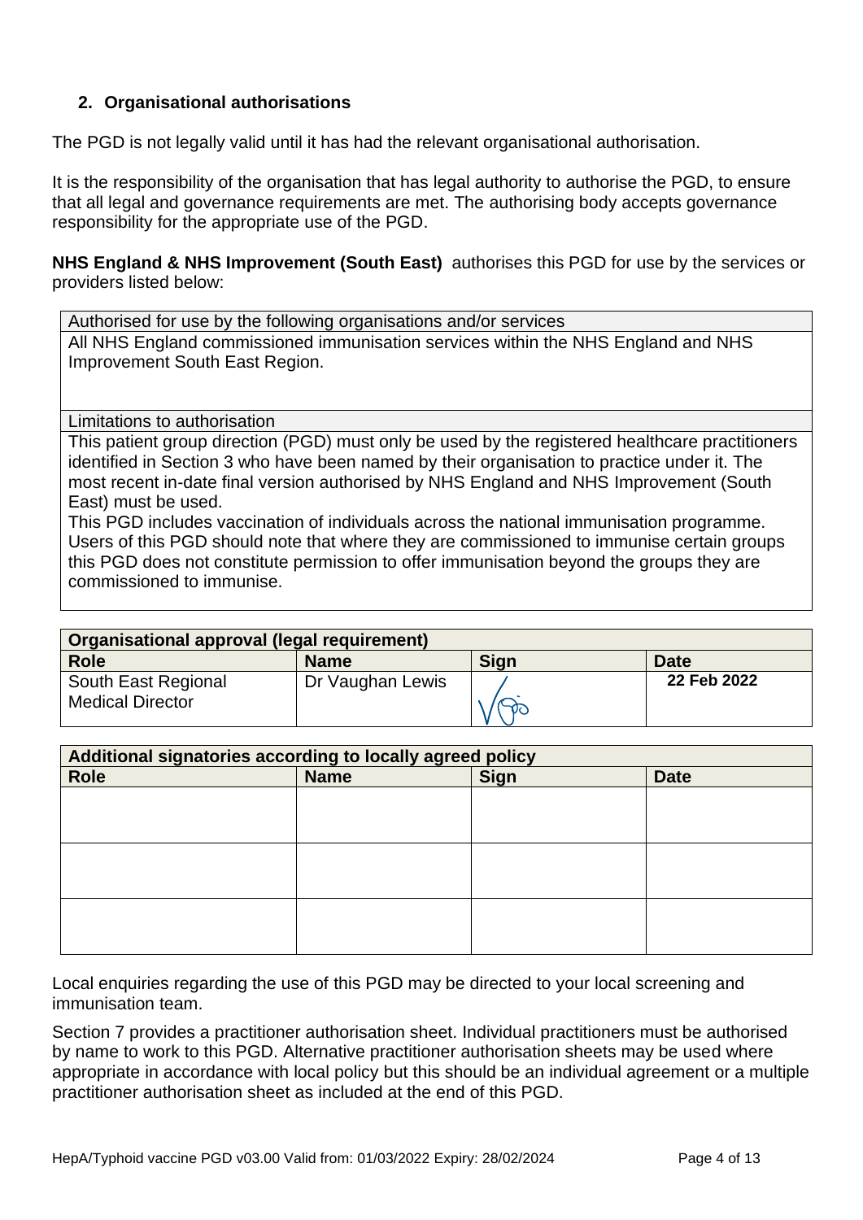## 2. Organisational authorisations

The PGD is not legally valid until it has had the relevant organisational authorisation.

It is the responsibility of the organisation that has legal authority to authorise the PGD, to ensure that all legal and governance requirements are met. The authorising body accepts governance responsibility for the appropriate use of the PGD.

**NHS England & NHS Improvement (South East)** authorises this PGD for use by the services or providers listed below:

| Authorised for use by the following organisations and/or services |
|---|
| All NHS England commissioned immunisation services within the NHS England and NHS Improvement South East Region. |
| Limitations to authorisation |
| This patient group direction (PGD) must only be used by the registered healthcare practitioners identified in Section 3 who have been named by their organisation to practice under it. The most recent in-date final version authorised by NHS England and NHS Improvement (South East) must be used.<br>This PGD includes vaccination of individuals across the national immunisation programme. Users of this PGD should note that where they are commissioned to immunise certain groups this PGD does not constitute permission to offer immunisation beyond the groups they are commissioned to immunise. |

| **Organisational approval (legal requirement)** | | | |
|---|---|---|---|
| **Role** | **Name** | **Sign** | **Date** |
| South East Regional Medical Director | Dr Vaughan Lewis | [signature] | **22 Feb 2022** |

| **Additional signatories according to locally agreed policy** | | | |
|---|---|---|---|
| **Role** | **Name** | **Sign** | **Date** |
| | | | |
| | | | |
| | | | |

Local enquiries regarding the use of this PGD may be directed to your local screening and immunisation team.

Section 7 provides a practitioner authorisation sheet. Individual practitioners must be authorised by name to work to this PGD. Alternative practitioner authorisation sheets may be used where appropriate in accordance with local policy but this should be an individual agreement or a multiple practitioner authorisation sheet as included at the end of this PGD.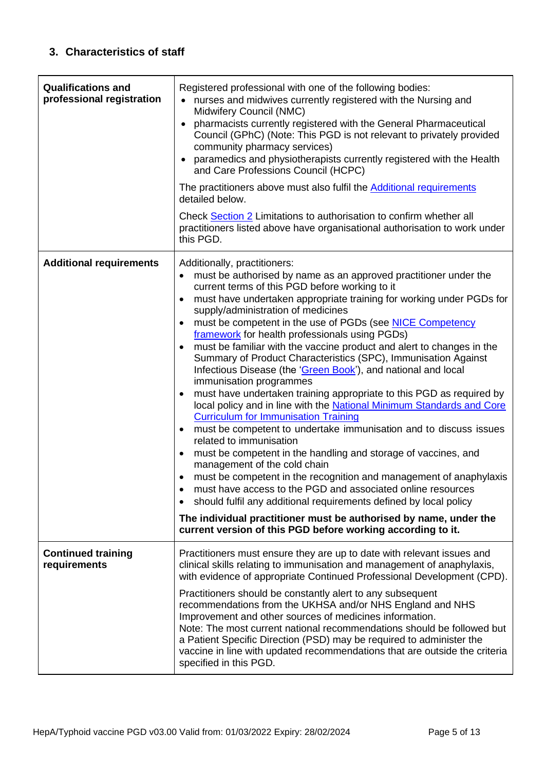## 3. Characteristics of staff

| | |
|---|---|
| **Qualifications and professional registration** | Registered professional with one of the following bodies:<br>• nurses and midwives currently registered with the Nursing and Midwifery Council (NMC)<br>• pharmacists currently registered with the General Pharmaceutical Council (GPhC) (Note: This PGD is not relevant to privately provided community pharmacy services)<br>• paramedics and physiotherapists currently registered with the Health and Care Professions Council (HCPC)<br><br>The practitioners above must also fulfil the Additional requirements detailed below.<br><br>Check Section 2 Limitations to authorisation to confirm whether all practitioners listed above have organisational authorisation to work under this PGD. |
| **Additional requirements** | Additionally, practitioners:<br>• must be authorised by name as an approved practitioner under the current terms of this PGD before working to it<br>• must have undertaken appropriate training for working under PGDs for supply/administration of medicines<br>• must be competent in the use of PGDs (see NICE Competency framework for health professionals using PGDs)<br>• must be familiar with the vaccine product and alert to changes in the Summary of Product Characteristics (SPC), Immunisation Against Infectious Disease (the 'Green Book'), and national and local immunisation programmes<br>• must have undertaken training appropriate to this PGD as required by local policy and in line with the National Minimum Standards and Core Curriculum for Immunisation Training<br>• must be competent to undertake immunisation and to discuss issues related to immunisation<br>• must be competent in the handling and storage of vaccines, and management of the cold chain<br>• must be competent in the recognition and management of anaphylaxis<br>• must have access to the PGD and associated online resources<br>• should fulfil any additional requirements defined by local policy<br><br>**The individual practitioner must be authorised by name, under the current version of this PGD before working according to it.** |
| **Continued training requirements** | Practitioners must ensure they are up to date with relevant issues and clinical skills relating to immunisation and management of anaphylaxis, with evidence of appropriate Continued Professional Development (CPD).<br><br>Practitioners should be constantly alert to any subsequent recommendations from the UKHSA and/or NHS England and NHS Improvement and other sources of medicines information.<br>Note: The most current national recommendations should be followed but a Patient Specific Direction (PSD) may be required to administer the vaccine in line with updated recommendations that are outside the criteria specified in this PGD. |

HepA/Typhoid vaccine PGD v03.00 Valid from: 01/03/2022 Expiry: 28/02/2024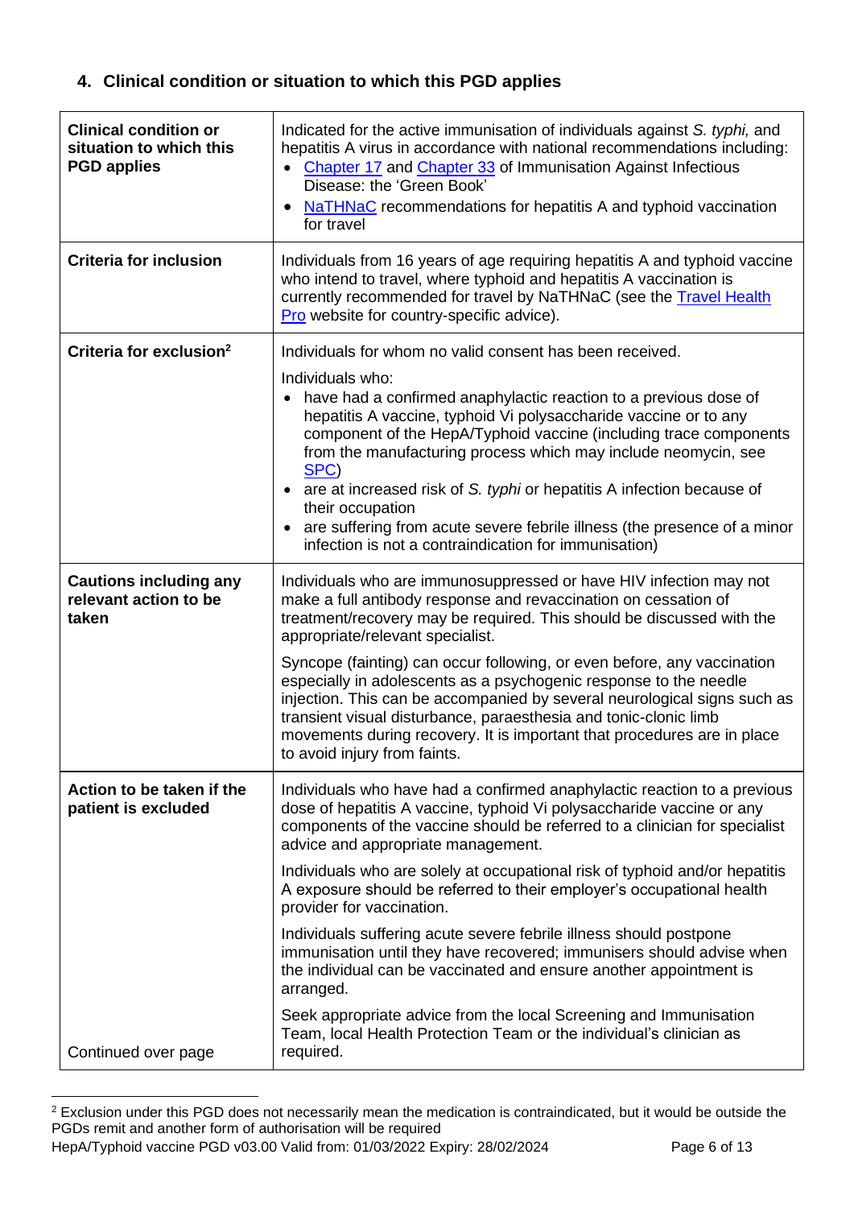## 4. Clinical condition or situation to which this PGD applies

| | |
|---|---|
| **Clinical condition or situation to which this PGD applies** | Indicated for the active immunisation of individuals against *S. typhi,* and hepatitis A virus in accordance with national recommendations including:<br>• Chapter 17 and Chapter 33 of Immunisation Against Infectious Disease: the 'Green Book'<br>• NaTHNaC recommendations for hepatitis A and typhoid vaccination for travel |
| **Criteria for inclusion** | Individuals from 16 years of age requiring hepatitis A and typhoid vaccine who intend to travel, where typhoid and hepatitis A vaccination is currently recommended for travel by NaTHNaC (see the Travel Health Pro website for country-specific advice). |
| **Criteria for exclusion**[2] | Individuals for whom no valid consent has been received.<br><br>Individuals who:<br>• have had a confirmed anaphylactic reaction to a previous dose of hepatitis A vaccine, typhoid Vi polysaccharide vaccine or to any component of the HepA/Typhoid vaccine (including trace components from the manufacturing process which may include neomycin, see SPC)<br>• are at increased risk of *S. typhi* or hepatitis A infection because of their occupation<br>• are suffering from acute severe febrile illness (the presence of a minor infection is not a contraindication for immunisation) |
| **Cautions including any relevant action to be taken** | Individuals who are immunosuppressed or have HIV infection may not make a full antibody response and revaccination on cessation of treatment/recovery may be required. This should be discussed with the appropriate/relevant specialist.<br><br>Syncope (fainting) can occur following, or even before, any vaccination especially in adolescents as a psychogenic response to the needle injection. This can be accompanied by several neurological signs such as transient visual disturbance, paraesthesia and tonic-clonic limb movements during recovery. It is important that procedures are in place to avoid injury from faints. |
| **Action to be taken if the patient is excluded**<br><br>Continued over page | Individuals who have had a confirmed anaphylactic reaction to a previous dose of hepatitis A vaccine, typhoid Vi polysaccharide vaccine or any components of the vaccine should be referred to a clinician for specialist advice and appropriate management.<br><br>Individuals who are solely at occupational risk of typhoid and/or hepatitis A exposure should be referred to their employer's occupational health provider for vaccination.<br><br>Individuals suffering acute severe febrile illness should postpone immunisation until they have recovered; immunisers should advise when the individual can be vaccinated and ensure another appointment is arranged.<br><br>Seek appropriate advice from the local Screening and Immunisation Team, local Health Protection Team or the individual's clinician as required. |

[2] Exclusion under this PGD does not necessarily mean the medication is contraindicated, but it would be outside the PGDs remit and another form of authorisation will be required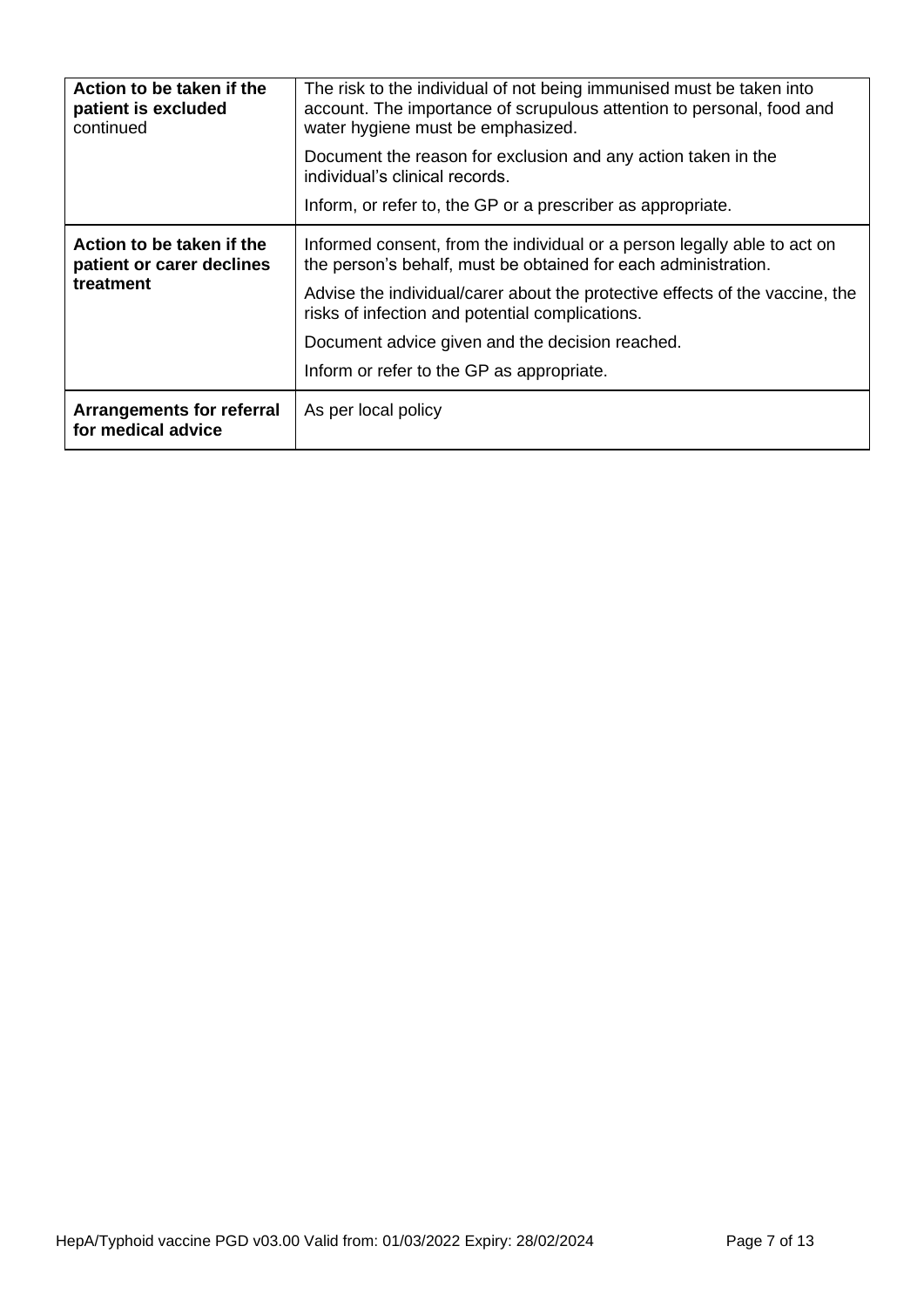| | |
|---|---|
| **Action to be taken if the patient is excluded** continued | The risk to the individual of not being immunised must be taken into account. The importance of scrupulous attention to personal, food and water hygiene must be emphasized.<br><br>Document the reason for exclusion and any action taken in the individual's clinical records.<br><br>Inform, or refer to, the GP or a prescriber as appropriate. |
| **Action to be taken if the patient or carer declines treatment** | Informed consent, from the individual or a person legally able to act on the person's behalf, must be obtained for each administration.<br><br>Advise the individual/carer about the protective effects of the vaccine, the risks of infection and potential complications.<br><br>Document advice given and the decision reached.<br><br>Inform or refer to the GP as appropriate. |
| **Arrangements for referral for medical advice** | As per local policy |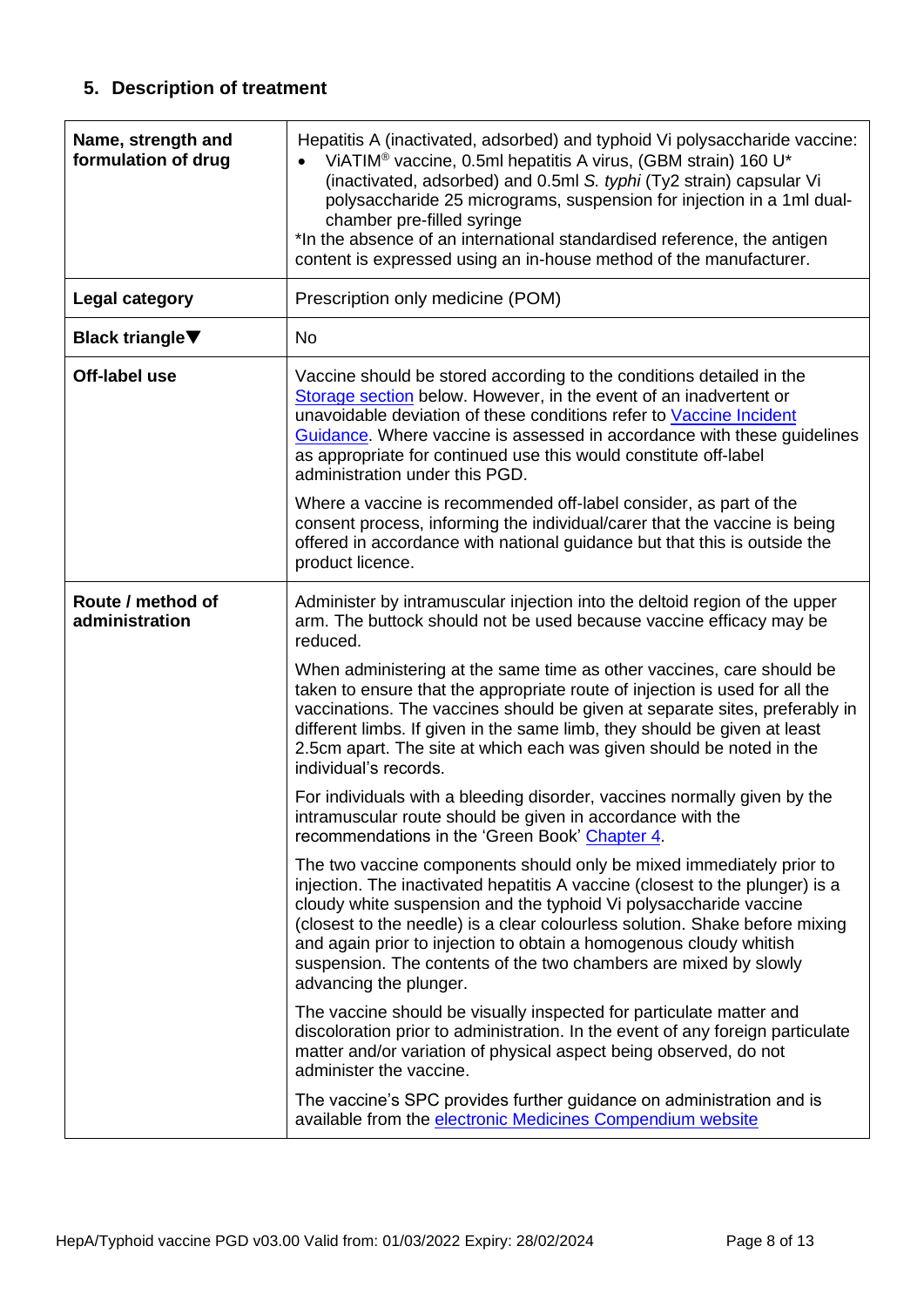## 5. Description of treatment

| | |
|---|---|
| **Name, strength and formulation of drug** | Hepatitis A (inactivated, adsorbed) and typhoid Vi polysaccharide vaccine:<br>• ViATIM® vaccine, 0.5ml hepatitis A virus, (GBM strain) 160 U* (inactivated, adsorbed) and 0.5ml *S. typhi* (Ty2 strain) capsular Vi polysaccharide 25 micrograms, suspension for injection in a 1ml dual-chamber pre-filled syringe<br>*In the absence of an international standardised reference, the antigen content is expressed using an in-house method of the manufacturer. |
| **Legal category** | Prescription only medicine (POM) |
| **Black triangle▼** | No |
| **Off-label use** | Vaccine should be stored according to the conditions detailed in the Storage section below. However, in the event of an inadvertent or unavoidable deviation of these conditions refer to Vaccine Incident Guidance. Where vaccine is assessed in accordance with these guidelines as appropriate for continued use this would constitute off-label administration under this PGD.<br><br>Where a vaccine is recommended off-label consider, as part of the consent process, informing the individual/carer that the vaccine is being offered in accordance with national guidance but that this is outside the product licence. |
| **Route / method of administration** | Administer by intramuscular injection into the deltoid region of the upper arm. The buttock should not be used because vaccine efficacy may be reduced.<br><br>When administering at the same time as other vaccines, care should be taken to ensure that the appropriate route of injection is used for all the vaccinations. The vaccines should be given at separate sites, preferably in different limbs. If given in the same limb, they should be given at least 2.5cm apart. The site at which each was given should be noted in the individual's records.<br><br>For individuals with a bleeding disorder, vaccines normally given by the intramuscular route should be given in accordance with the recommendations in the 'Green Book' Chapter 4.<br><br>The two vaccine components should only be mixed immediately prior to injection. The inactivated hepatitis A vaccine (closest to the plunger) is a cloudy white suspension and the typhoid Vi polysaccharide vaccine (closest to the needle) is a clear colourless solution. Shake before mixing and again prior to injection to obtain a homogenous cloudy whitish suspension. The contents of the two chambers are mixed by slowly advancing the plunger.<br><br>The vaccine should be visually inspected for particulate matter and discoloration prior to administration. In the event of any foreign particulate matter and/or variation of physical aspect being observed, do not administer the vaccine.<br><br>The vaccine's SPC provides further guidance on administration and is available from the electronic Medicines Compendium website |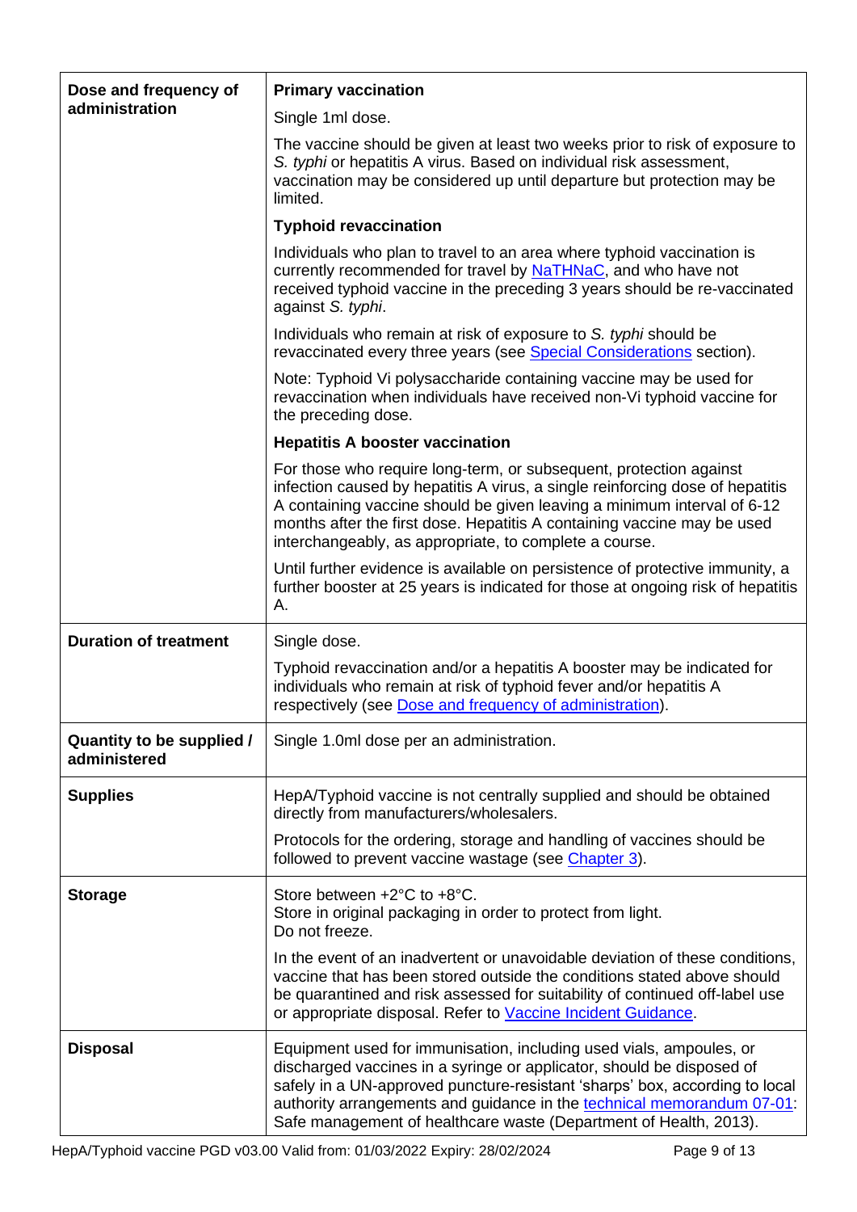| | |
|---|---|
| **Dose and frequency of administration** | **Primary vaccination**<br><br>Single 1ml dose.<br><br>The vaccine should be given at least two weeks prior to risk of exposure to *S. typhi* or hepatitis A virus. Based on individual risk assessment, vaccination may be considered up until departure but protection may be limited.<br><br>**Typhoid revaccination**<br><br>Individuals who plan to travel to an area where typhoid vaccination is currently recommended for travel by NaTHNaC, and who have not received typhoid vaccine in the preceding 3 years should be re-vaccinated against *S. typhi*.<br><br>Individuals who remain at risk of exposure to *S. typhi* should be revaccinated every three years (see Special Considerations section).<br><br>Note: Typhoid Vi polysaccharide containing vaccine may be used for revaccination when individuals have received non-Vi typhoid vaccine for the preceding dose.<br><br>**Hepatitis A booster vaccination**<br><br>For those who require long-term, or subsequent, protection against infection caused by hepatitis A virus, a single reinforcing dose of hepatitis A containing vaccine should be given leaving a minimum interval of 6-12 months after the first dose. Hepatitis A containing vaccine may be used interchangeably, as appropriate, to complete a course.<br><br>Until further evidence is available on persistence of protective immunity, a further booster at 25 years is indicated for those at ongoing risk of hepatitis A. |
| **Duration of treatment** | Single dose.<br><br>Typhoid revaccination and/or a hepatitis A booster may be indicated for individuals who remain at risk of typhoid fever and/or hepatitis A respectively (see Dose and frequency of administration). |
| **Quantity to be supplied / administered** | Single 1.0ml dose per an administration. |
| **Supplies** | HepA/Typhoid vaccine is not centrally supplied and should be obtained directly from manufacturers/wholesalers.<br><br>Protocols for the ordering, storage and handling of vaccines should be followed to prevent vaccine wastage (see Chapter 3). |
| **Storage** | Store between +2°C to +8°C.<br>Store in original packaging in order to protect from light.<br>Do not freeze.<br><br>In the event of an inadvertent or unavoidable deviation of these conditions, vaccine that has been stored outside the conditions stated above should be quarantined and risk assessed for suitability of continued off-label use or appropriate disposal. Refer to Vaccine Incident Guidance. |
| **Disposal** | Equipment used for immunisation, including used vials, ampoules, or discharged vaccines in a syringe or applicator, should be disposed of safely in a UN-approved puncture-resistant 'sharps' box, according to local authority arrangements and guidance in the technical memorandum 07-01: Safe management of healthcare waste (Department of Health, 2013). |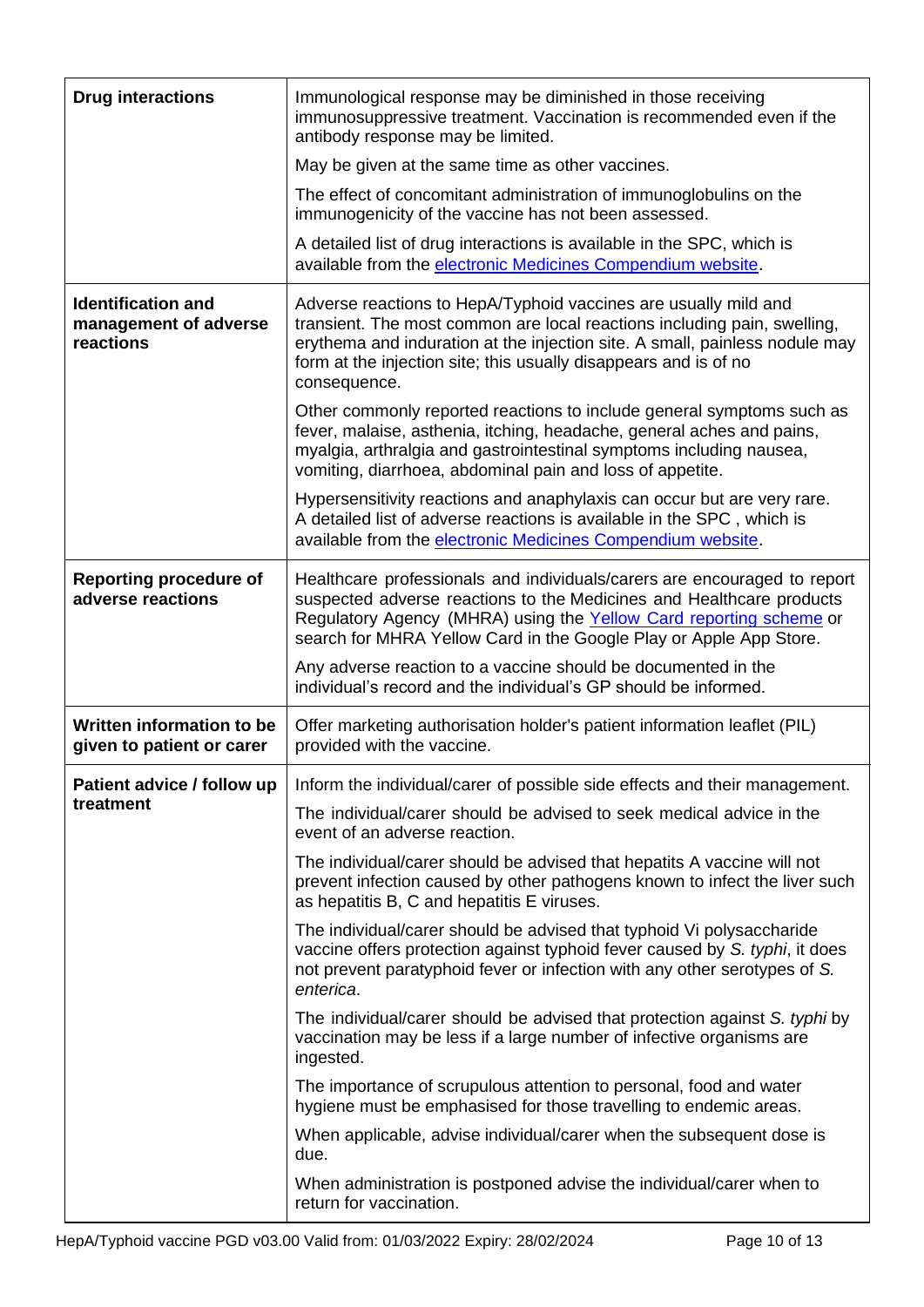| | |
|---|---|
| **Drug interactions** | Immunological response may be diminished in those receiving immunosuppressive treatment. Vaccination is recommended even if the antibody response may be limited.<br><br>May be given at the same time as other vaccines.<br><br>The effect of concomitant administration of immunoglobulins on the immunogenicity of the vaccine has not been assessed.<br><br>A detailed list of drug interactions is available in the SPC, which is available from the [electronic Medicines Compendium website](). |
| **Identification and management of adverse reactions** | Adverse reactions to HepA/Typhoid vaccines are usually mild and transient. The most common are local reactions including pain, swelling, erythema and induration at the injection site. A small, painless nodule may form at the injection site; this usually disappears and is of no consequence.<br><br>Other commonly reported reactions to include general symptoms such as fever, malaise, asthenia, itching, headache, general aches and pains, myalgia, arthralgia and gastrointestinal symptoms including nausea, vomiting, diarrhoea, abdominal pain and loss of appetite.<br><br>Hypersensitivity reactions and anaphylaxis can occur but are very rare. A detailed list of adverse reactions is available in the SPC , which is available from the [electronic Medicines Compendium website](). |
| **Reporting procedure of adverse reactions** | Healthcare professionals and individuals/carers are encouraged to report suspected adverse reactions to the Medicines and Healthcare products Regulatory Agency (MHRA) using the [Yellow Card reporting scheme]() or search for MHRA Yellow Card in the Google Play or Apple App Store.<br><br>Any adverse reaction to a vaccine should be documented in the individual's record and the individual's GP should be informed. |
| **Written information to be given to patient or carer** | Offer marketing authorisation holder's patient information leaflet (PIL) provided with the vaccine. |
| **Patient advice / follow up treatment** | Inform the individual/carer of possible side effects and their management.<br><br>The individual/carer should be advised to seek medical advice in the event of an adverse reaction.<br><br>The individual/carer should be advised that hepatits A vaccine will not prevent infection caused by other pathogens known to infect the liver such as hepatitis B, C and hepatitis E viruses.<br><br>The individual/carer should be advised that typhoid Vi polysaccharide vaccine offers protection against typhoid fever caused by *S. typhi*, it does not prevent paratyphoid fever or infection with any other serotypes of *S. enterica*.<br><br>The individual/carer should be advised that protection against *S. typhi* by vaccination may be less if a large number of infective organisms are ingested.<br><br>The importance of scrupulous attention to personal, food and water hygiene must be emphasised for those travelling to endemic areas.<br><br>When applicable, advise individual/carer when the subsequent dose is due.<br><br>When administration is postponed advise the individual/carer when to return for vaccination. |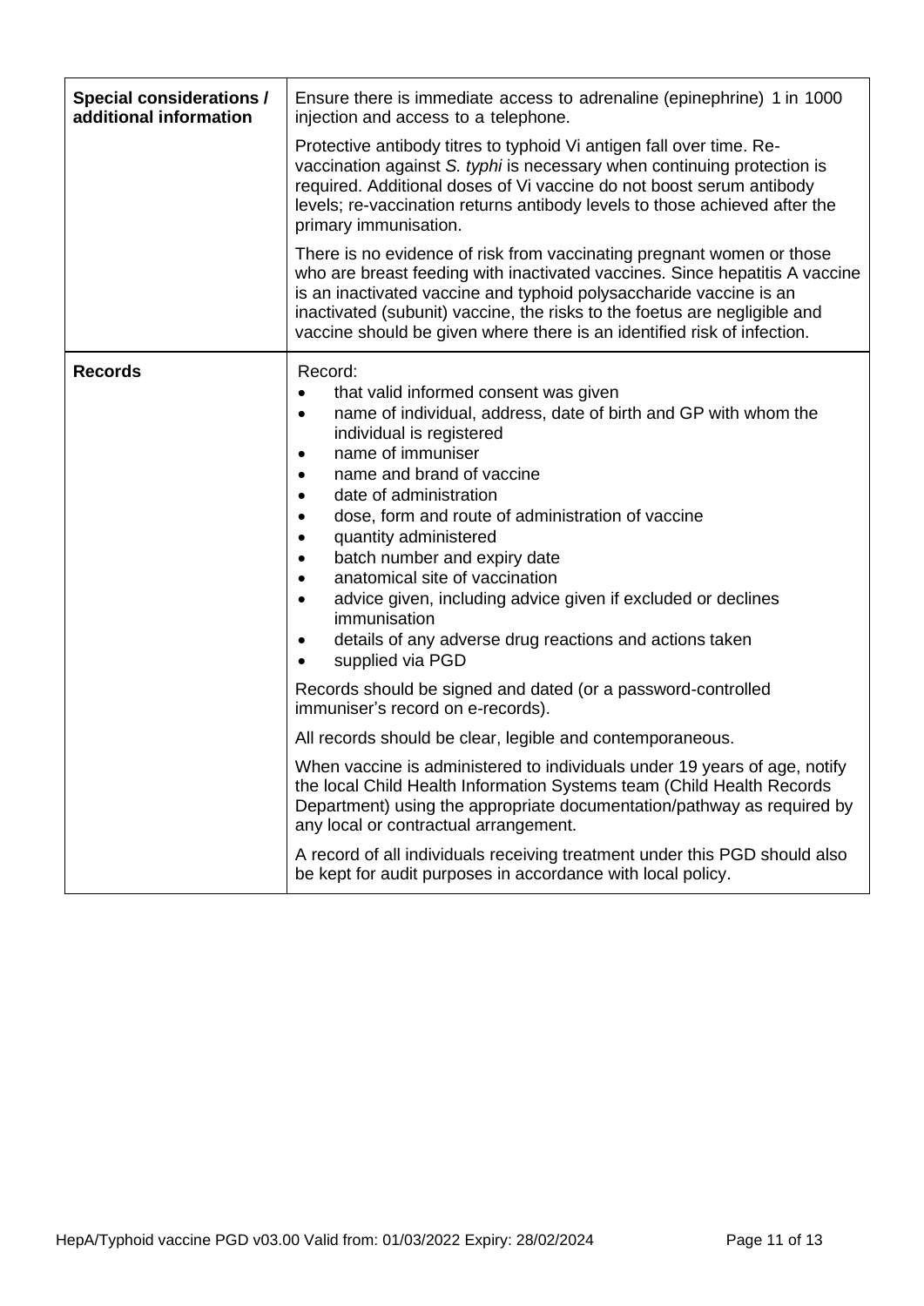| | |
|---|---|
| **Special considerations / additional information** | Ensure there is immediate access to adrenaline (epinephrine) 1 in 1000 injection and access to a telephone.<br><br>Protective antibody titres to typhoid Vi antigen fall over time. Re-vaccination against *S. typhi* is necessary when continuing protection is required. Additional doses of Vi vaccine do not boost serum antibody levels; re-vaccination returns antibody levels to those achieved after the primary immunisation.<br><br>There is no evidence of risk from vaccinating pregnant women or those who are breast feeding with inactivated vaccines. Since hepatitis A vaccine is an inactivated vaccine and typhoid polysaccharide vaccine is an inactivated (subunit) vaccine, the risks to the foetus are negligible and vaccine should be given where there is an identified risk of infection. |
| **Records** | Record:<br>• that valid informed consent was given<br>• name of individual, address, date of birth and GP with whom the individual is registered<br>• name of immuniser<br>• name and brand of vaccine<br>• date of administration<br>• dose, form and route of administration of vaccine<br>• quantity administered<br>• batch number and expiry date<br>• anatomical site of vaccination<br>• advice given, including advice given if excluded or declines immunisation<br>• details of any adverse drug reactions and actions taken<br>• supplied via PGD<br><br>Records should be signed and dated (or a password-controlled immuniser's record on e-records).<br><br>All records should be clear, legible and contemporaneous.<br><br>When vaccine is administered to individuals under 19 years of age, notify the local Child Health Information Systems team (Child Health Records Department) using the appropriate documentation/pathway as required by any local or contractual arrangement.<br><br>A record of all individuals receiving treatment under this PGD should also be kept for audit purposes in accordance with local policy. |

HepA/Typhoid vaccine PGD v03.00 Valid from: 01/03/2022 Expiry: 28/02/2024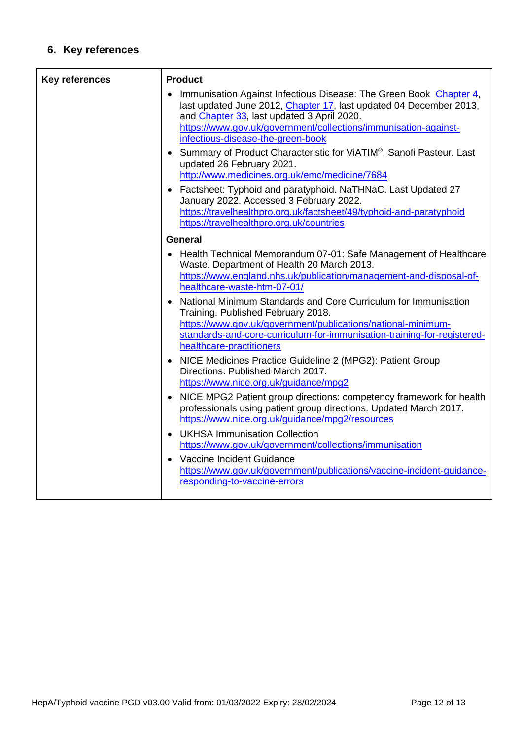## 6. Key references

| Key references | Product<br>• Immunisation Against Infectious Disease: The Green Book Chapter 4, last updated June 2012, Chapter 17, last updated 04 December 2013, and Chapter 33, last updated 3 April 2020. https://www.gov.uk/government/collections/immunisation-against-infectious-disease-the-green-book<br>• Summary of Product Characteristic for ViATIM®, Sanofi Pasteur. Last updated 26 February 2021. http://www.medicines.org.uk/emc/medicine/7684<br>• Factsheet: Typhoid and paratyphoid. NaTHNaC. Last Updated 27 January 2022. Accessed 3 February 2022. https://travelhealthpro.org.uk/factsheet/49/typhoid-and-paratyphoid https://travelhealthpro.org.uk/countries<br><br>General<br>• Health Technical Memorandum 07-01: Safe Management of Healthcare Waste. Department of Health 20 March 2013. https://www.england.nhs.uk/publication/management-and-disposal-of-healthcare-waste-htm-07-01/<br>• National Minimum Standards and Core Curriculum for Immunisation Training. Published February 2018. https://www.gov.uk/government/publications/national-minimum-standards-and-core-curriculum-for-immunisation-training-for-registered-healthcare-practitioners<br>• NICE Medicines Practice Guideline 2 (MPG2): Patient Group Directions. Published March 2017. https://www.nice.org.uk/guidance/mpg2<br>• NICE MPG2 Patient group directions: competency framework for health professionals using patient group directions. Updated March 2017. https://www.nice.org.uk/guidance/mpg2/resources<br>• UKHSA Immunisation Collection https://www.gov.uk/government/collections/immunisation<br>• Vaccine Incident Guidance https://www.gov.uk/government/publications/vaccine-incident-guidance-responding-to-vaccine-errors |
|---|---|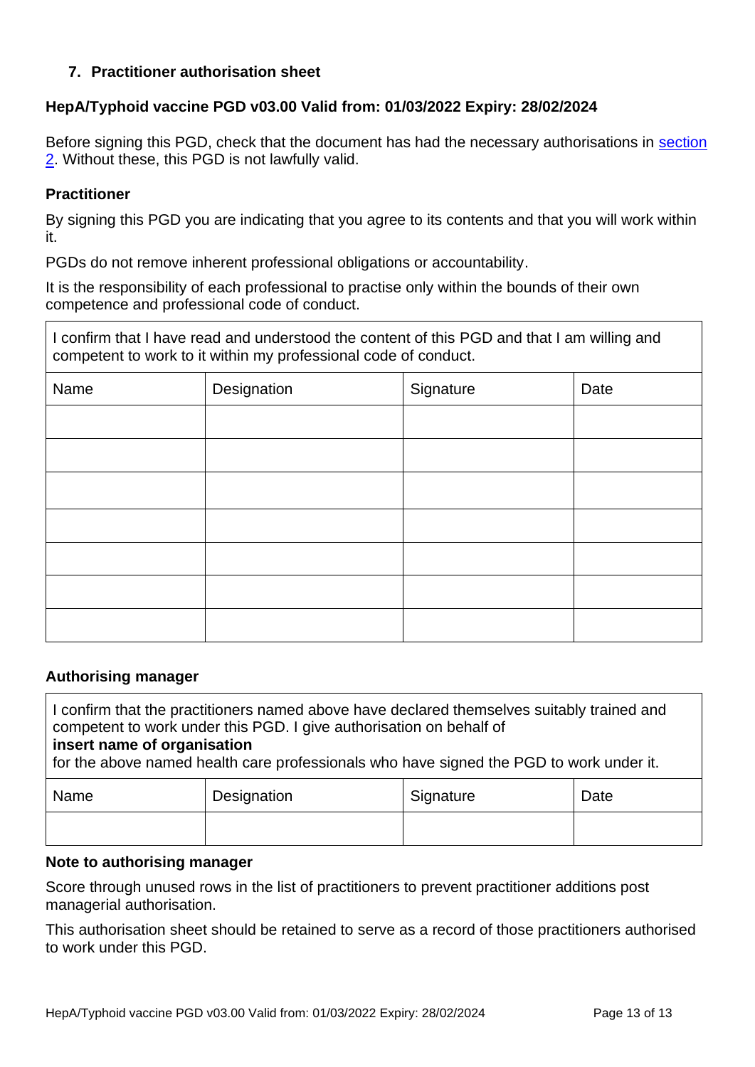## 7. Practitioner authorisation sheet

**HepA/Typhoid vaccine PGD v03.00 Valid from: 01/03/2022 Expiry: 28/02/2024**

Before signing this PGD, check that the document has had the necessary authorisations in section 2. Without these, this PGD is not lawfully valid.

### Practitioner

By signing this PGD you are indicating that you agree to its contents and that you will work within it.

PGDs do not remove inherent professional obligations or accountability.

It is the responsibility of each professional to practise only within the bounds of their own competence and professional code of conduct.

I confirm that I have read and understood the content of this PGD and that I am willing and competent to work to it within my professional code of conduct.

| Name | Designation | Signature | Date |
| --- | --- | --- | --- |
| | | | |
| | | | |
| | | | |
| | | | |
| | | | |
| | | | |
| | | | |

### Authorising manager

I confirm that the practitioners named above have declared themselves suitably trained and competent to work under this PGD. I give authorisation on behalf of
**insert name of organisation**
for the above named health care professionals who have signed the PGD to work under it.

| Name | Designation | Signature | Date |
| --- | --- | --- | --- |
| | | | |

### Note to authorising manager

Score through unused rows in the list of practitioners to prevent practitioner additions post managerial authorisation.

This authorisation sheet should be retained to serve as a record of those practitioners authorised to work under this PGD.